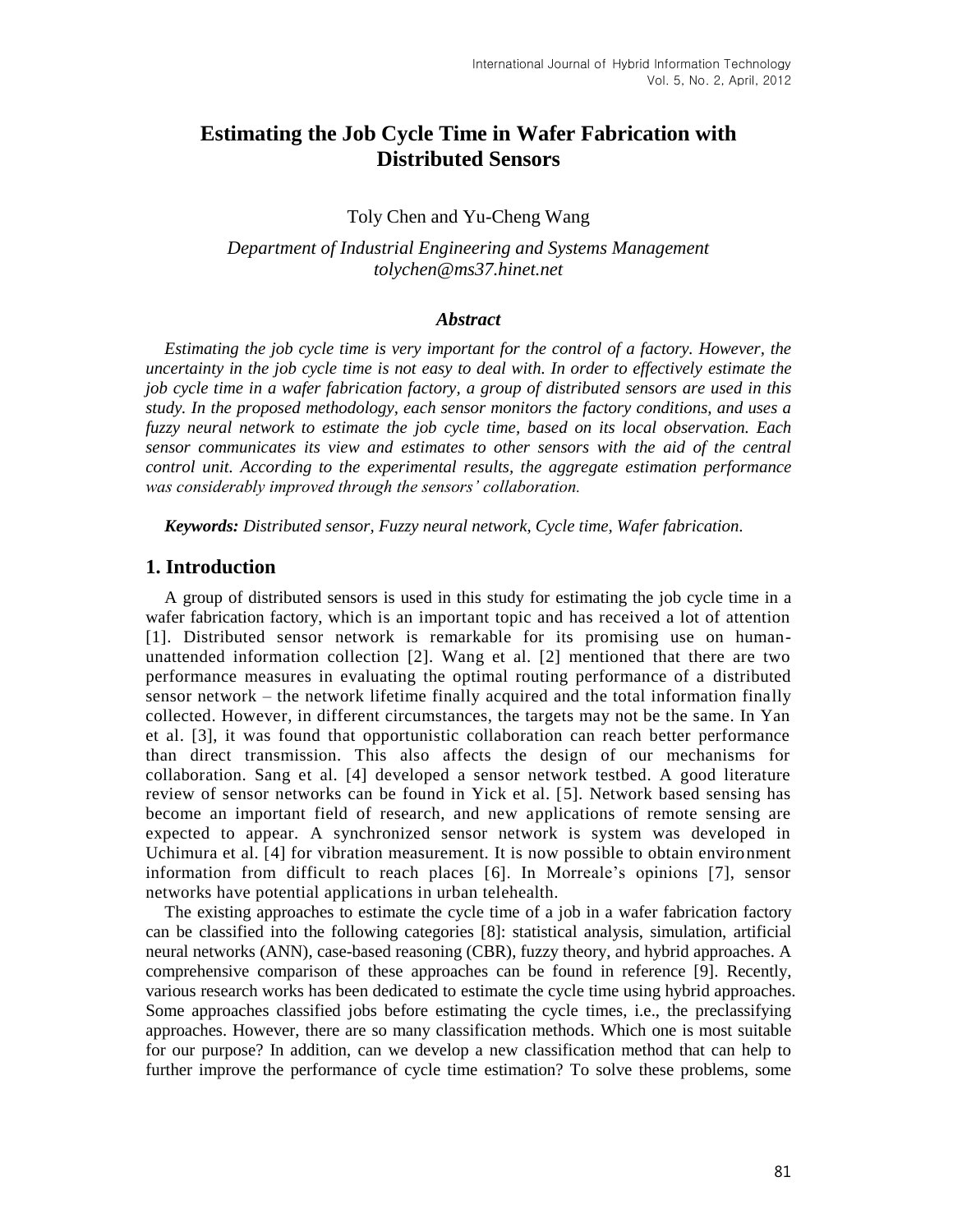# Estimating the Job Cycle Time in Wafer Fabrication with Distributed Sensors

Toly Chen and Yu-Cheng Wang

*Department of Industrial Engineering and Systems Management*
*tolychen@ms37.hinet.net*

### *Abstract*

*Estimating the job cycle time is very important for the control of a factory. However, the uncertainty in the job cycle time is not easy to deal with. In order to effectively estimate the job cycle time in a wafer fabrication factory, a group of distributed sensors are used in this study. In the proposed methodology, each sensor monitors the factory conditions, and uses a fuzzy neural network to estimate the job cycle time, based on its local observation. Each sensor communicates its view and estimates to other sensors with the aid of the central control unit. According to the experimental results, the aggregate estimation performance was considerably improved through the sensors' collaboration.*

***Keywords:*** *Distributed sensor, Fuzzy neural network, Cycle time, Wafer fabrication.*

## 1. Introduction

A group of distributed sensors is used in this study for estimating the job cycle time in a wafer fabrication factory, which is an important topic and has received a lot of attention [1]. Distributed sensor network is remarkable for its promising use on human-unattended information collection [2]. Wang et al. [2] mentioned that there are two performance measures in evaluating the optimal routing performance of a distributed sensor network – the network lifetime finally acquired and the total information finally collected. However, in different circumstances, the targets may not be the same. In Yan et al. [3], it was found that opportunistic collaboration can reach better performance than direct transmission. This also affects the design of our mechanisms for collaboration. Sang et al. [4] developed a sensor network testbed. A good literature review of sensor networks can be found in Yick et al. [5]. Network based sensing has become an important field of research, and new applications of remote sensing are expected to appear. A synchronized sensor network is system was developed in Uchimura et al. [4] for vibration measurement. It is now possible to obtain environment information from difficult to reach places [6]. In Morreale's opinions [7], sensor networks have potential applications in urban telehealth.

The existing approaches to estimate the cycle time of a job in a wafer fabrication factory can be classified into the following categories [8]: statistical analysis, simulation, artificial neural networks (ANN), case-based reasoning (CBR), fuzzy theory, and hybrid approaches. A comprehensive comparison of these approaches can be found in reference [9]. Recently, various research works has been dedicated to estimate the cycle time using hybrid approaches. Some approaches classified jobs before estimating the cycle times, i.e., the preclassifying approaches. However, there are so many classification methods. Which one is most suitable for our purpose? In addition, can we develop a new classification method that can help to further improve the performance of cycle time estimation? To solve these problems, some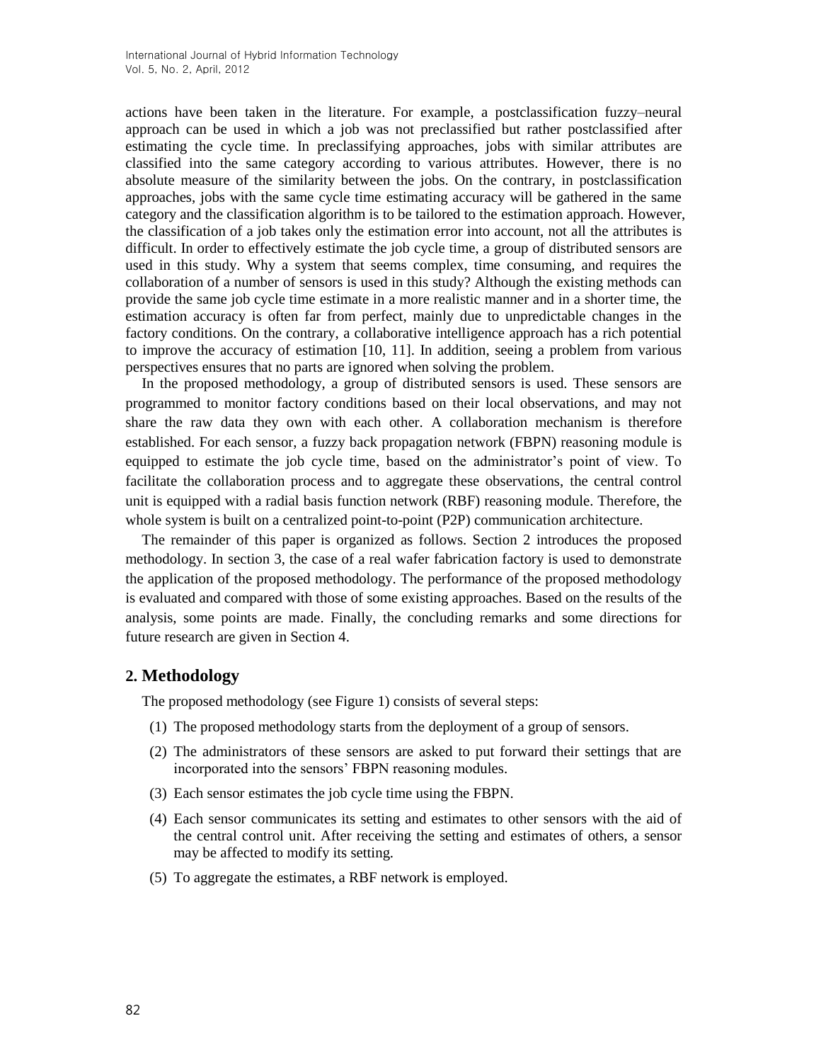actions have been taken in the literature. For example, a postclassification fuzzy–neural approach can be used in which a job was not preclassified but rather postclassified after estimating the cycle time. In preclassifying approaches, jobs with similar attributes are classified into the same category according to various attributes. However, there is no absolute measure of the similarity between the jobs. On the contrary, in postclassification approaches, jobs with the same cycle time estimating accuracy will be gathered in the same category and the classification algorithm is to be tailored to the estimation approach. However, the classification of a job takes only the estimation error into account, not all the attributes is difficult. In order to effectively estimate the job cycle time, a group of distributed sensors are used in this study. Why a system that seems complex, time consuming, and requires the collaboration of a number of sensors is used in this study? Although the existing methods can provide the same job cycle time estimate in a more realistic manner and in a shorter time, the estimation accuracy is often far from perfect, mainly due to unpredictable changes in the factory conditions. On the contrary, a collaborative intelligence approach has a rich potential to improve the accuracy of estimation [10, 11]. In addition, seeing a problem from various perspectives ensures that no parts are ignored when solving the problem.

In the proposed methodology, a group of distributed sensors is used. These sensors are programmed to monitor factory conditions based on their local observations, and may not share the raw data they own with each other. A collaboration mechanism is therefore established. For each sensor, a fuzzy back propagation network (FBPN) reasoning module is equipped to estimate the job cycle time, based on the administrator's point of view. To facilitate the collaboration process and to aggregate these observations, the central control unit is equipped with a radial basis function network (RBF) reasoning module. Therefore, the whole system is built on a centralized point-to-point (P2P) communication architecture.

The remainder of this paper is organized as follows. Section 2 introduces the proposed methodology. In section 3, the case of a real wafer fabrication factory is used to demonstrate the application of the proposed methodology. The performance of the proposed methodology is evaluated and compared with those of some existing approaches. Based on the results of the analysis, some points are made. Finally, the concluding remarks and some directions for future research are given in Section 4.

## 2. Methodology

The proposed methodology (see Figure 1) consists of several steps:

(1) The proposed methodology starts from the deployment of a group of sensors.

(2) The administrators of these sensors are asked to put forward their settings that are incorporated into the sensors' FBPN reasoning modules.

(3) Each sensor estimates the job cycle time using the FBPN.

(4) Each sensor communicates its setting and estimates to other sensors with the aid of the central control unit. After receiving the setting and estimates of others, a sensor may be affected to modify its setting.

(5) To aggregate the estimates, a RBF network is employed.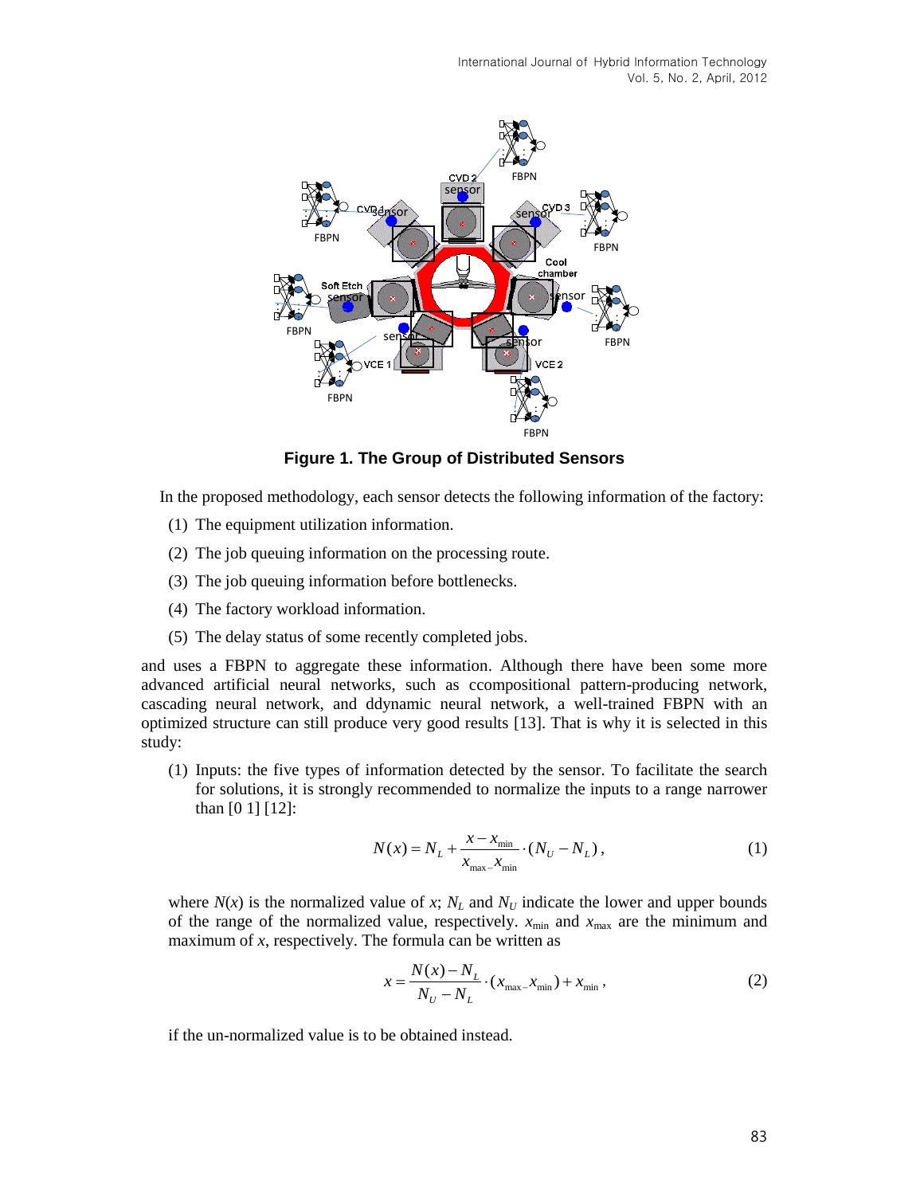Figure 1. The Group of Distributed Sensors

In the proposed methodology, each sensor detects the following information of the factory:

(1) The equipment utilization information.

(2) The job queuing information on the processing route.

(3) The job queuing information before bottlenecks.

(4) The factory workload information.

(5) The delay status of some recently completed jobs.

and uses a FBPN to aggregate these information. Although there have been some more advanced artificial neural networks, such as ccompositional pattern-producing network, cascading neural network, and ddynamic neural network, a well-trained FBPN with an optimized structure can still produce very good results [13]. That is why it is selected in this study:

(1) Inputs: the five types of information detected by the sensor. To facilitate the search for solutions, it is strongly recommended to normalize the inputs to a range narrower than [0 1] [12]:

$$N(x) = N_L + \frac{x - x_{\min}}{x_{\max -} x_{\min}} \cdot (N_U - N_L)\,, \tag{1}$$

where $N(x)$ is the normalized value of $x$; $N_L$ and $N_U$ indicate the lower and upper bounds of the range of the normalized value, respectively. $x_{\min}$ and $x_{\max}$ are the minimum and maximum of $x$, respectively. The formula can be written as

$$x = \frac{N(x) - N_L}{N_U - N_L} \cdot (x_{\max -} x_{\min}) + x_{\min}\,, \tag{2}$$

if the un-normalized value is to be obtained instead.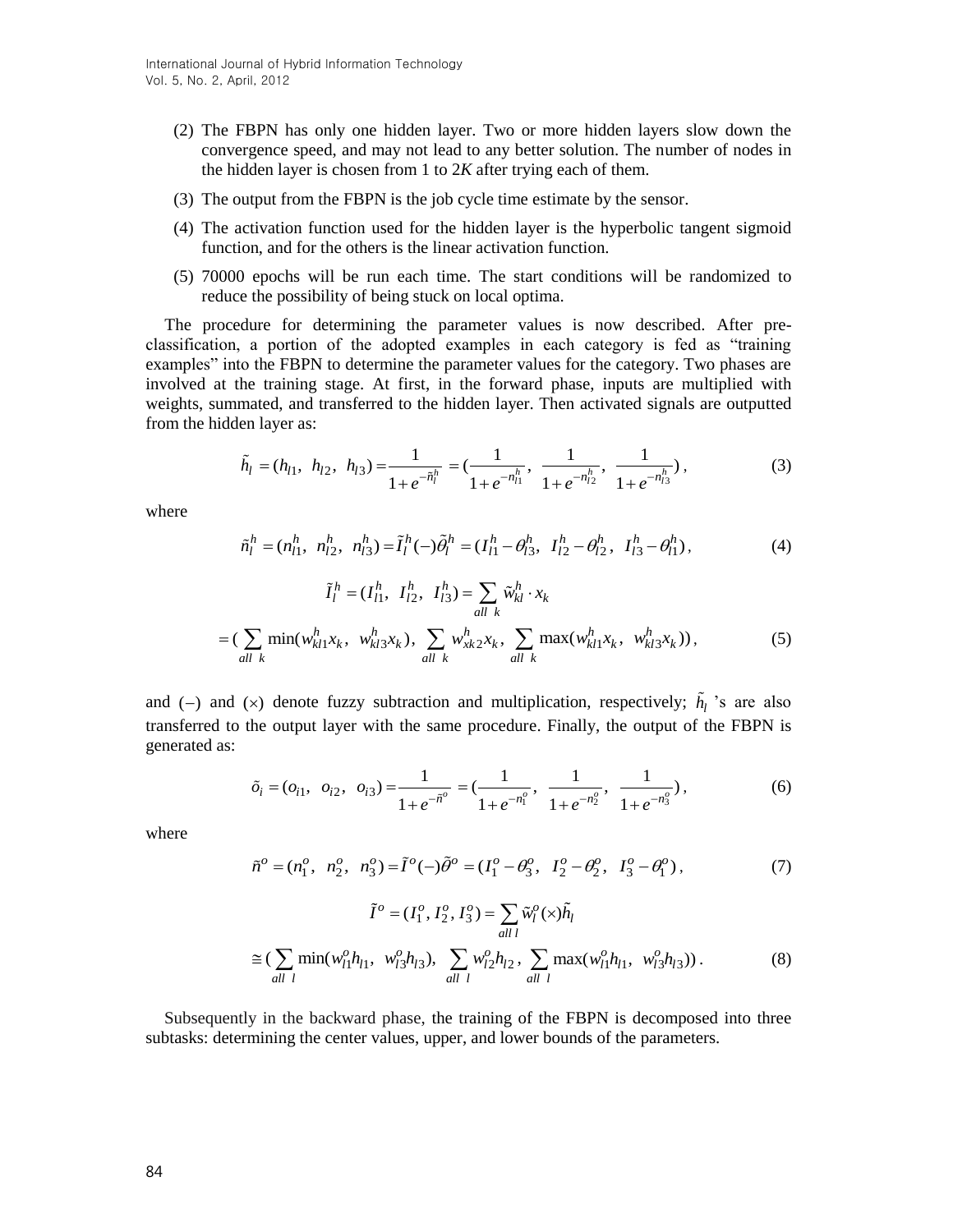(2) The FBPN has only one hidden layer. Two or more hidden layers slow down the convergence speed, and may not lead to any better solution. The number of nodes in the hidden layer is chosen from 1 to 2$K$ after trying each of them.

(3) The output from the FBPN is the job cycle time estimate by the sensor.

(4) The activation function used for the hidden layer is the hyperbolic tangent sigmoid function, and for the others is the linear activation function.

(5) 70000 epochs will be run each time. The start conditions will be randomized to reduce the possibility of being stuck on local optima.

The procedure for determining the parameter values is now described. After pre-classification, a portion of the adopted examples in each category is fed as "training examples" into the FBPN to determine the parameter values for the category. Two phases are involved at the training stage. At first, in the forward phase, inputs are multiplied with weights, summated, and transferred to the hidden layer. Then activated signals are outputted from the hidden layer as:

$$\tilde{h}_l = (h_{l1},\ h_{l2},\ h_{l3}) = \frac{1}{1+e^{-\tilde{n}_l^h}} = (\frac{1}{1+e^{-n_{l1}^h}},\ \frac{1}{1+e^{-n_{l2}^h}},\ \frac{1}{1+e^{-n_{l3}^h}}), \tag{3}$$

where

$$\tilde{n}_l^h = (n_{l1}^h,\ n_{l2}^h,\ n_{l3}^h) = \tilde{I}_l^h(-)\tilde{\theta}_l^h = (I_{l1}^h - \theta_{l3}^h,\ I_{l2}^h - \theta_{l2}^h,\ I_{l3}^h - \theta_{l1}^h), \tag{4}$$

$$\tilde{I}_l^h = (I_{l1}^h,\ I_{l2}^h,\ I_{l3}^h) = \sum_{all\ k} \tilde{w}_{kl}^h \cdot x_k$$

$$= (\sum_{all\ k} \min(w_{kl1}^h x_k,\ w_{kl3}^h x_k),\ \sum_{all\ k} w_{xk2}^h x_k,\ \sum_{all\ k} \max(w_{kl1}^h x_k,\ w_{kl3}^h x_k)), \tag{5}$$

and $(-)$ and $(\times)$ denote fuzzy subtraction and multiplication, respectively; $\tilde{h}_l$ 's are also transferred to the output layer with the same procedure. Finally, the output of the FBPN is generated as:

$$\tilde{o}_i = (o_{i1},\ o_{i2},\ o_{i3}) = \frac{1}{1+e^{-\tilde{n}^o}} = (\frac{1}{1+e^{-n_1^o}},\ \frac{1}{1+e^{-n_2^o}},\ \frac{1}{1+e^{-n_3^o}}), \tag{6}$$

where

$$\tilde{n}^o = (n_1^o,\ n_2^o,\ n_3^o) = \tilde{I}^o(-)\tilde{\theta}^o = (I_1^o - \theta_3^o,\ I_2^o - \theta_2^o,\ I_3^o - \theta_1^o), \tag{7}$$

$$\tilde{I}^o = (I_1^o, I_2^o, I_3^o) = \sum_{all\ l} \tilde{w}_l^o(\times)\tilde{h}_l$$

$$\cong (\sum_{all\ l} \min(w_{l1}^o h_{l1},\ w_{l3}^o h_{l3}),\ \sum_{all\ l} w_{l2}^o h_{l2},\ \sum_{all\ l} \max(w_{l1}^o h_{l1},\ w_{l3}^o h_{l3})). \tag{8}$$

Subsequently in the backward phase, the training of the FBPN is decomposed into three subtasks: determining the center values, upper, and lower bounds of the parameters.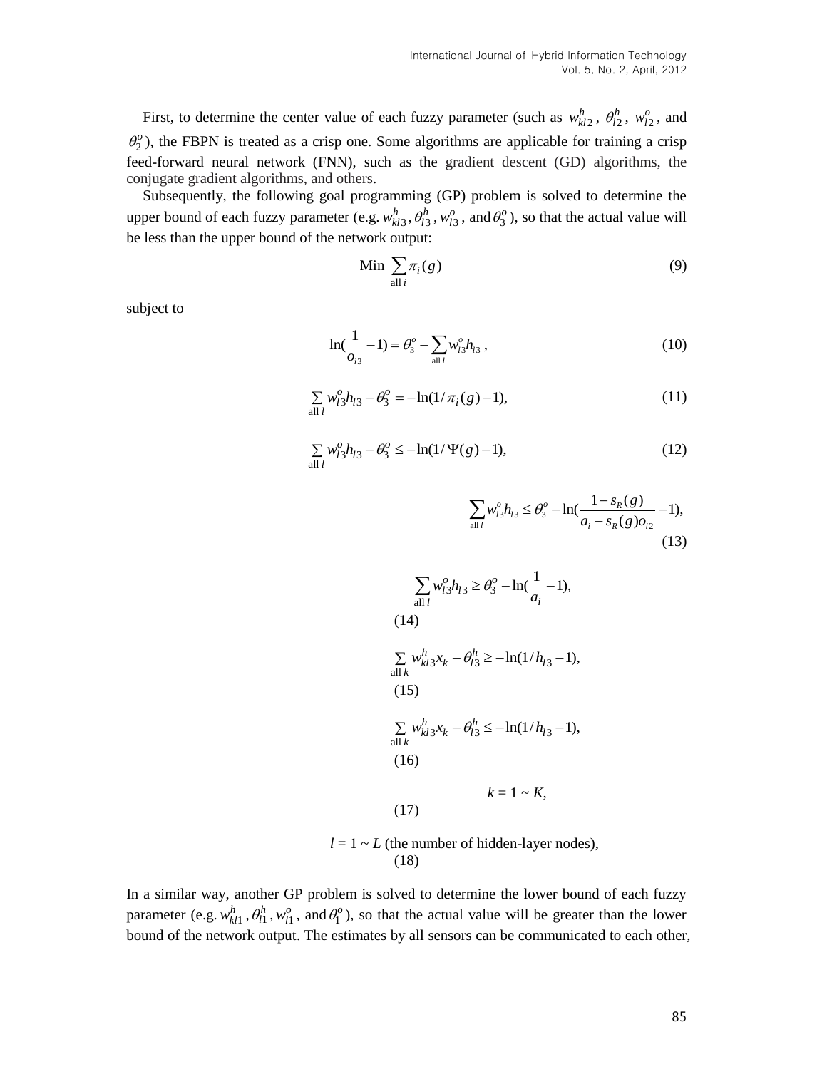First, to determine the center value of each fuzzy parameter (such as $w_{kl2}^{h}$, $\theta_{l2}^{h}$, $w_{l2}^{o}$, and $\theta_{2}^{o}$), the FBPN is treated as a crisp one. Some algorithms are applicable for training a crisp feed-forward neural network (FNN), such as the gradient descent (GD) algorithms, the conjugate gradient algorithms, and others.

Subsequently, the following goal programming (GP) problem is solved to determine the upper bound of each fuzzy parameter (e.g. $w_{kl3}^{h}$, $\theta_{l3}^{h}$, $w_{l3}^{o}$, and $\theta_{3}^{o}$), so that the actual value will be less than the upper bound of the network output:

$$\text{Min} \sum_{\text{all } i} \pi_i(g) \tag{9}$$

subject to

$$\ln\left(\frac{1}{o_{i3}} - 1\right) = \theta_3^o - \sum_{\text{all } l} w_{l3}^o h_{l3}, \tag{10}$$

$$\sum_{\text{all } l} w_{l3}^o h_{l3} - \theta_3^o = -\ln(1/\pi_i(g) - 1), \tag{11}$$

$$\sum_{\text{all } l} w_{l3}^o h_{l3} - \theta_3^o \leq -\ln(1/\Psi(g) - 1), \tag{12}$$

$$\sum_{\text{all } l} w_{l3}^o h_{l3} \leq \theta_3^o - \ln\left(\frac{1 - s_R(g)}{a_i - s_R(g) o_{i2}} - 1\right), \tag{13}$$

$$\sum_{\text{all } l} w_{l3}^o h_{l3} \geq \theta_3^o - \ln\left(\frac{1}{a_i} - 1\right), \tag{14}$$

$$\sum_{\text{all } k} w_{kl3}^h x_k - \theta_{l3}^h \geq -\ln(1/h_{l3} - 1), \tag{15}$$

$$\sum_{\text{all } k} w_{kl3}^h x_k - \theta_{l3}^h \leq -\ln(1/h_{l3} - 1), \tag{16}$$

$$k = 1 \sim K, \tag{17}$$

$$l = 1 \sim L \text{ (the number of hidden-layer nodes)}, \tag{18}$$

In a similar way, another GP problem is solved to determine the lower bound of each fuzzy parameter (e.g. $w_{kl1}^{h}$, $\theta_{l1}^{h}$, $w_{l1}^{o}$, and $\theta_{1}^{o}$), so that the actual value will be greater than the lower bound of the network output. The estimates by all sensors can be communicated to each other,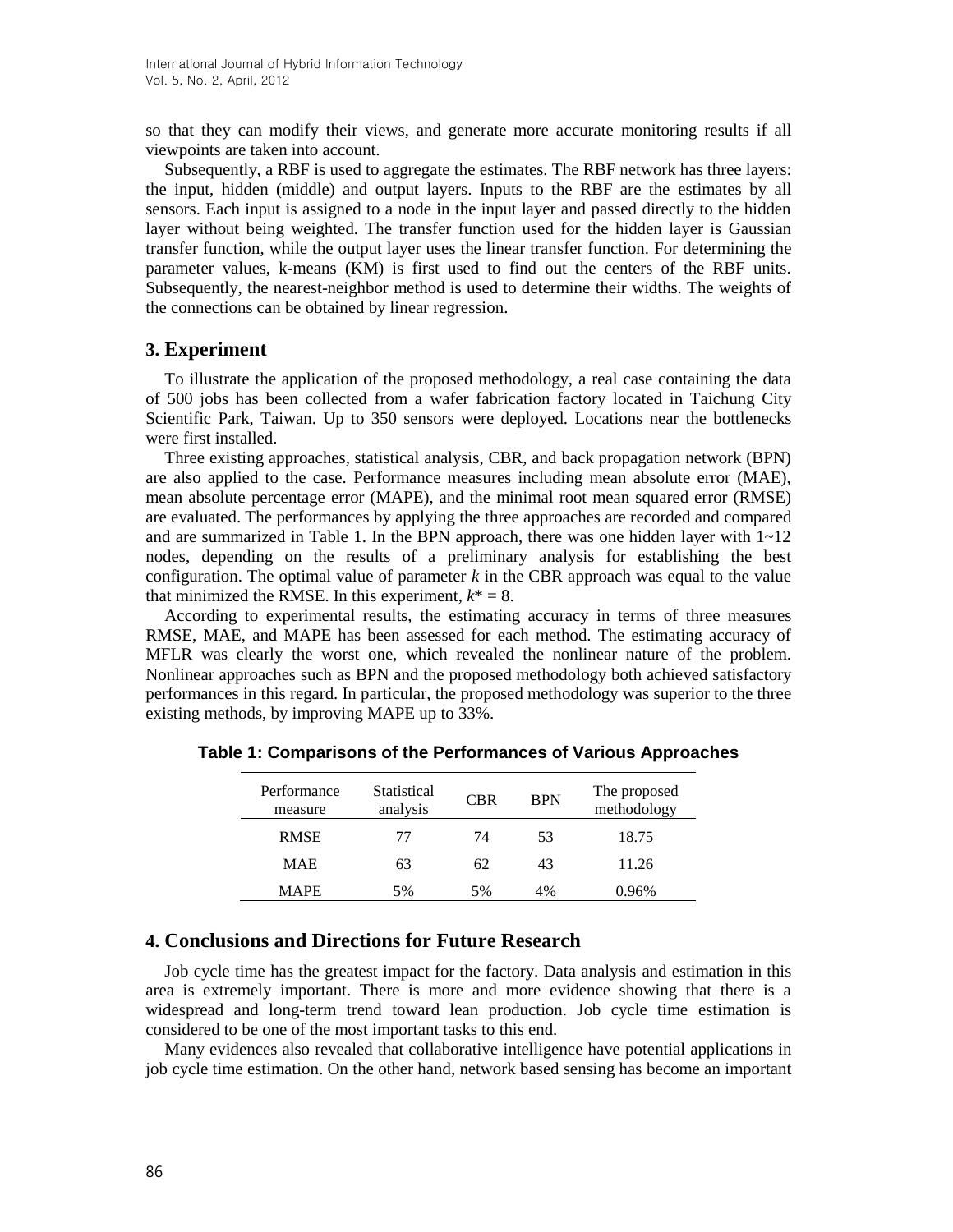so that they can modify their views, and generate more accurate monitoring results if all viewpoints are taken into account.

Subsequently, a RBF is used to aggregate the estimates. The RBF network has three layers: the input, hidden (middle) and output layers. Inputs to the RBF are the estimates by all sensors. Each input is assigned to a node in the input layer and passed directly to the hidden layer without being weighted. The transfer function used for the hidden layer is Gaussian transfer function, while the output layer uses the linear transfer function. For determining the parameter values, k-means (KM) is first used to find out the centers of the RBF units. Subsequently, the nearest-neighbor method is used to determine their widths. The weights of the connections can be obtained by linear regression.

## 3. Experiment

To illustrate the application of the proposed methodology, a real case containing the data of 500 jobs has been collected from a wafer fabrication factory located in Taichung City Scientific Park, Taiwan. Up to 350 sensors were deployed. Locations near the bottlenecks were first installed.

Three existing approaches, statistical analysis, CBR, and back propagation network (BPN) are also applied to the case. Performance measures including mean absolute error (MAE), mean absolute percentage error (MAPE), and the minimal root mean squared error (RMSE) are evaluated. The performances by applying the three approaches are recorded and compared and are summarized in Table 1. In the BPN approach, there was one hidden layer with 1~12 nodes, depending on the results of a preliminary analysis for establishing the best configuration. The optimal value of parameter $k$ in the CBR approach was equal to the value that minimized the RMSE. In this experiment, $k^* = 8$.

According to experimental results, the estimating accuracy in terms of three measures RMSE, MAE, and MAPE has been assessed for each method. The estimating accuracy of MFLR was clearly the worst one, which revealed the nonlinear nature of the problem. Nonlinear approaches such as BPN and the proposed methodology both achieved satisfactory performances in this regard. In particular, the proposed methodology was superior to the three existing methods, by improving MAPE up to 33%.

**Table 1: Comparisons of the Performances of Various Approaches**

| Performance measure | Statistical analysis | CBR | BPN | The proposed methodology |
|---|---|---|---|---|
| RMSE | 77 | 74 | 53 | 18.75 |
| MAE | 63 | 62 | 43 | 11.26 |
| MAPE | 5% | 5% | 4% | 0.96% |

## 4. Conclusions and Directions for Future Research

Job cycle time has the greatest impact for the factory. Data analysis and estimation in this area is extremely important. There is more and more evidence showing that there is a widespread and long-term trend toward lean production. Job cycle time estimation is considered to be one of the most important tasks to this end.

Many evidences also revealed that collaborative intelligence have potential applications in job cycle time estimation. On the other hand, network based sensing has become an important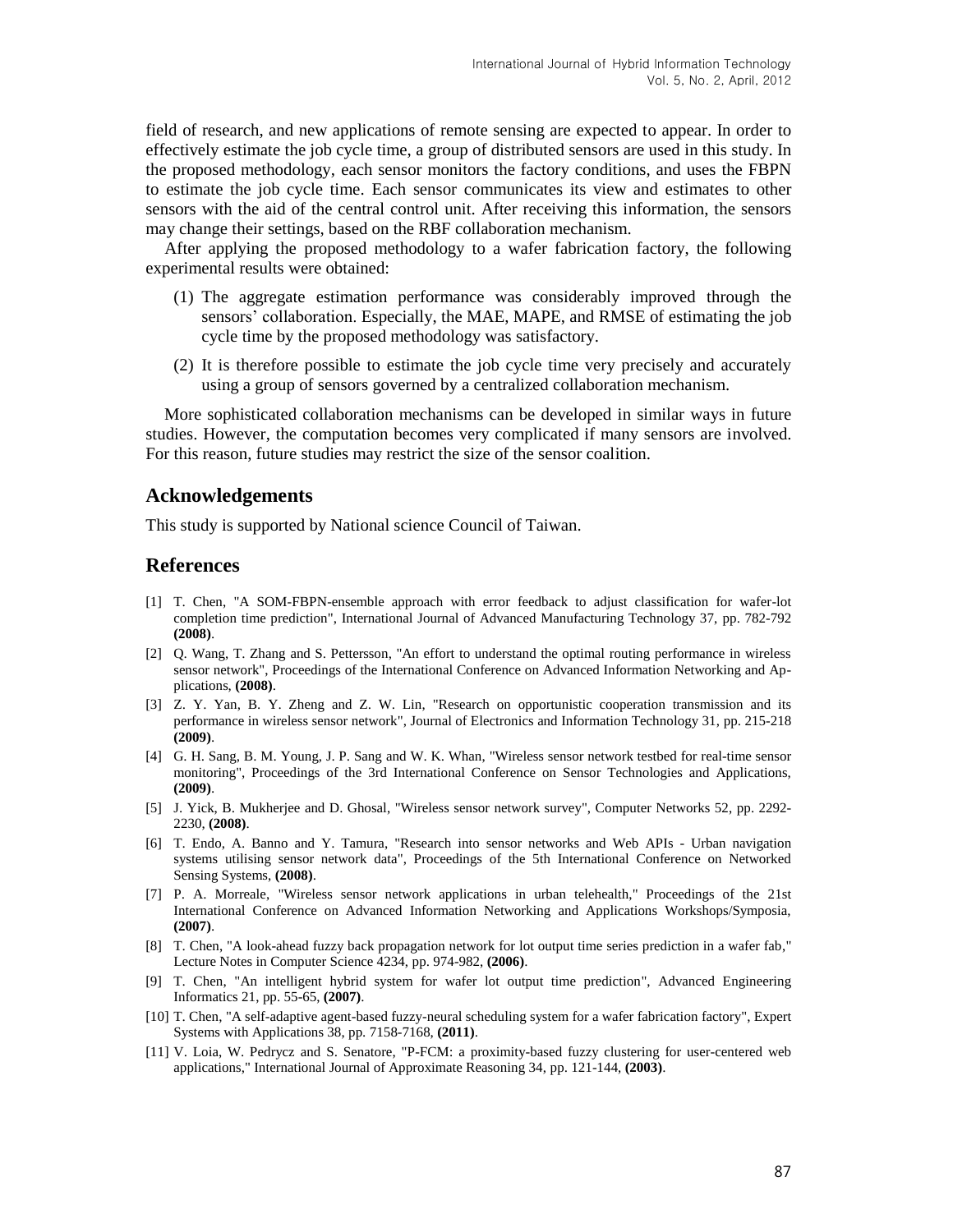field of research, and new applications of remote sensing are expected to appear. In order to effectively estimate the job cycle time, a group of distributed sensors are used in this study. In the proposed methodology, each sensor monitors the factory conditions, and uses the FBPN to estimate the job cycle time. Each sensor communicates its view and estimates to other sensors with the aid of the central control unit. After receiving this information, the sensors may change their settings, based on the RBF collaboration mechanism.

After applying the proposed methodology to a wafer fabrication factory, the following experimental results were obtained:

(1) The aggregate estimation performance was considerably improved through the sensors' collaboration. Especially, the MAE, MAPE, and RMSE of estimating the job cycle time by the proposed methodology was satisfactory.

(2) It is therefore possible to estimate the job cycle time very precisely and accurately using a group of sensors governed by a centralized collaboration mechanism.

More sophisticated collaboration mechanisms can be developed in similar ways in future studies. However, the computation becomes very complicated if many sensors are involved. For this reason, future studies may restrict the size of the sensor coalition.

## Acknowledgements

This study is supported by National science Council of Taiwan.

## References

[1] T. Chen, "A SOM-FBPN-ensemble approach with error feedback to adjust classification for wafer-lot completion time prediction", International Journal of Advanced Manufacturing Technology 37, pp. 782-792 **(2008)**.

[2] Q. Wang, T. Zhang and S. Pettersson, "An effort to understand the optimal routing performance in wireless sensor network", Proceedings of the International Conference on Advanced Information Networking and Applications, **(2008)**.

[3] Z. Y. Yan, B. Y. Zheng and Z. W. Lin, "Research on opportunistic cooperation transmission and its performance in wireless sensor network", Journal of Electronics and Information Technology 31, pp. 215-218 **(2009)**.

[4] G. H. Sang, B. M. Young, J. P. Sang and W. K. Whan, "Wireless sensor network testbed for real-time sensor monitoring", Proceedings of the 3rd International Conference on Sensor Technologies and Applications, **(2009)**.

[5] J. Yick, B. Mukherjee and D. Ghosal, "Wireless sensor network survey", Computer Networks 52, pp. 2292-2230, **(2008)**.

[6] T. Endo, A. Banno and Y. Tamura, "Research into sensor networks and Web APIs - Urban navigation systems utilising sensor network data", Proceedings of the 5th International Conference on Networked Sensing Systems, **(2008)**.

[7] P. A. Morreale, "Wireless sensor network applications in urban telehealth," Proceedings of the 21st International Conference on Advanced Information Networking and Applications Workshops/Symposia, **(2007)**.

[8] T. Chen, "A look-ahead fuzzy back propagation network for lot output time series prediction in a wafer fab," Lecture Notes in Computer Science 4234, pp. 974-982, **(2006)**.

[9] T. Chen, "An intelligent hybrid system for wafer lot output time prediction", Advanced Engineering Informatics 21, pp. 55-65, **(2007)**.

[10] T. Chen, "A self-adaptive agent-based fuzzy-neural scheduling system for a wafer fabrication factory", Expert Systems with Applications 38, pp. 7158-7168, **(2011)**.

[11] V. Loia, W. Pedrycz and S. Senatore, "P-FCM: a proximity-based fuzzy clustering for user-centered web applications," International Journal of Approximate Reasoning 34, pp. 121-144, **(2003)**.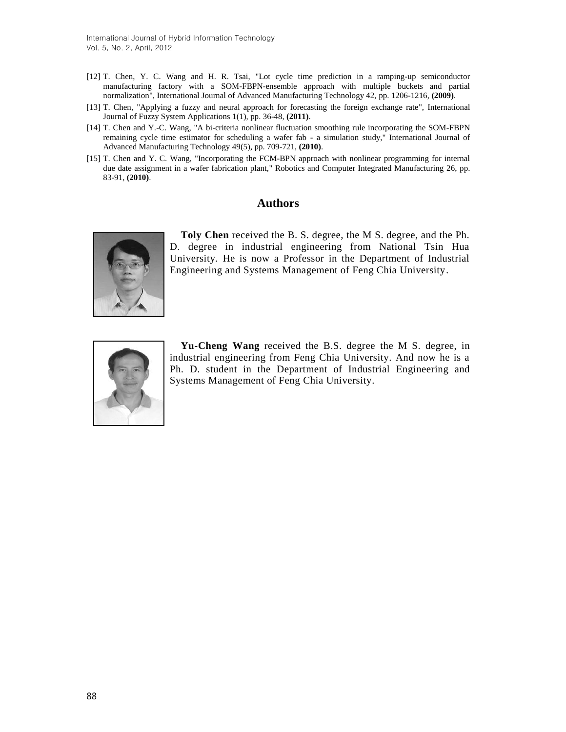[12] T. Chen, Y. C. Wang and H. R. Tsai, "Lot cycle time prediction in a ramping-up semiconductor manufacturing factory with a SOM-FBPN-ensemble approach with multiple buckets and partial normalization", International Journal of Advanced Manufacturing Technology 42, pp. 1206-1216, **(2009)**.

[13] T. Chen, "Applying a fuzzy and neural approach for forecasting the foreign exchange rate", International Journal of Fuzzy System Applications 1(1), pp. 36-48, **(2011)**.

[14] T. Chen and Y.-C. Wang, "A bi-criteria nonlinear fluctuation smoothing rule incorporating the SOM-FBPN remaining cycle time estimator for scheduling a wafer fab - a simulation study," International Journal of Advanced Manufacturing Technology 49(5), pp. 709-721, **(2010)**.

[15] T. Chen and Y. C. Wang, "Incorporating the FCM-BPN approach with nonlinear programming for internal due date assignment in a wafer fabrication plant," Robotics and Computer Integrated Manufacturing 26, pp. 83-91, **(2010)**.

## Authors

**Toly Chen** received the B. S. degree, the M S. degree, and the Ph. D. degree in industrial engineering from National Tsin Hua University. He is now a Professor in the Department of Industrial Engineering and Systems Management of Feng Chia University.

**Yu-Cheng Wang** received the B.S. degree the M S. degree, in industrial engineering from Feng Chia University. And now he is a Ph. D. student in the Department of Industrial Engineering and Systems Management of Feng Chia University.